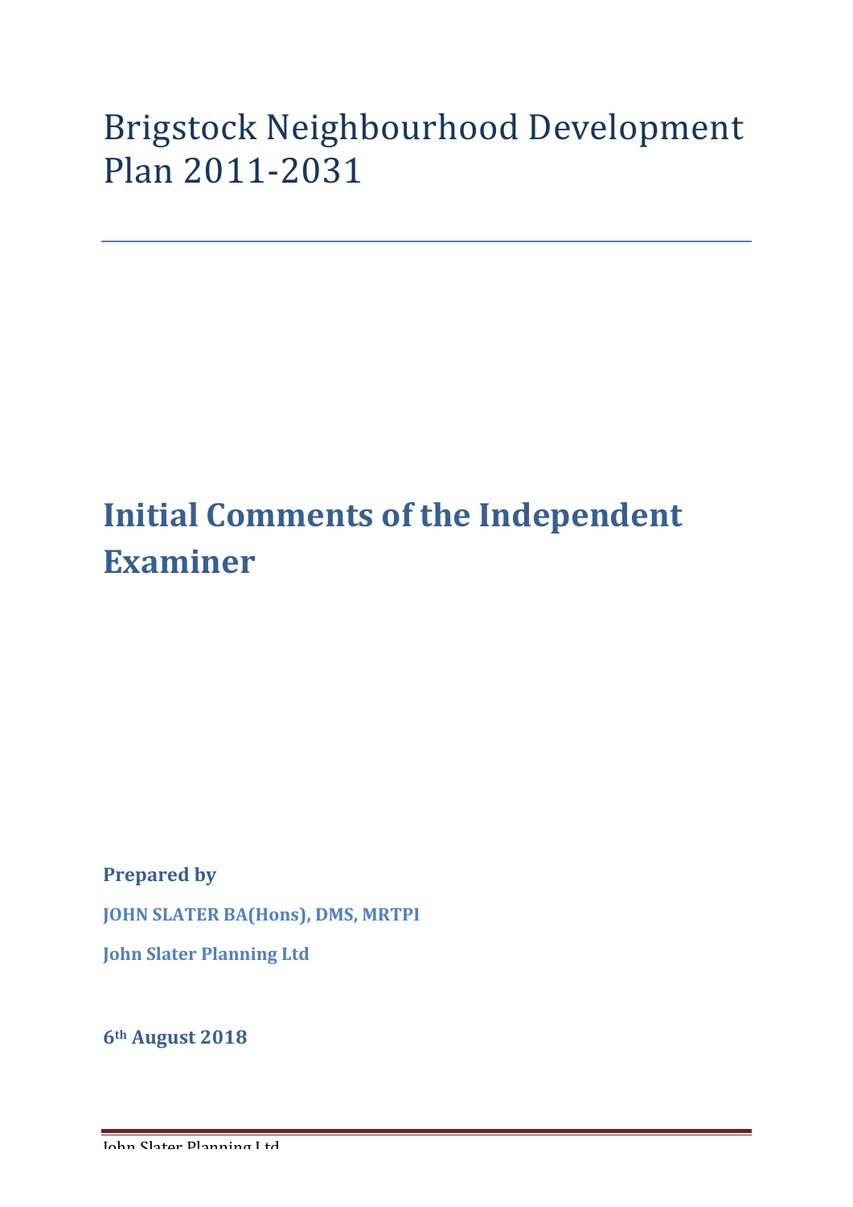# Brigstock Neighbourhood Development Plan 2011-2031

## Initial Comments of the Independent Examiner

**Prepared by**

**JOHN SLATER BA(Hons), DMS, MRTPI**

**John Slater Planning Ltd**

**6th August 2018**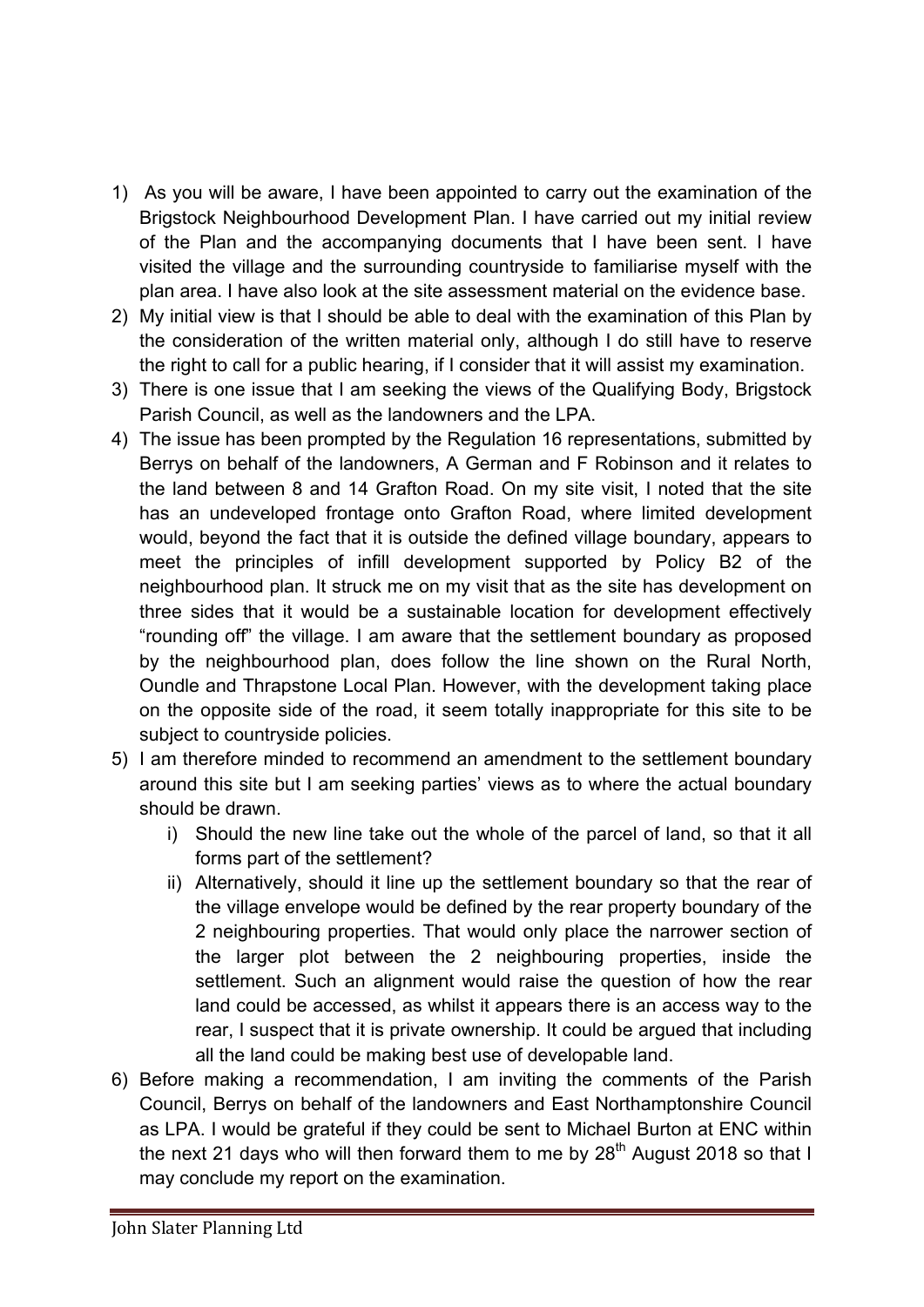1) As you will be aware, I have been appointed to carry out the examination of the Brigstock Neighbourhood Development Plan. I have carried out my initial review of the Plan and the accompanying documents that I have been sent. I have visited the village and the surrounding countryside to familiarise myself with the plan area. I have also look at the site assessment material on the evidence base.
2) My initial view is that I should be able to deal with the examination of this Plan by the consideration of the written material only, although I do still have to reserve the right to call for a public hearing, if I consider that it will assist my examination.
3) There is one issue that I am seeking the views of the Qualifying Body, Brigstock Parish Council, as well as the landowners and the LPA.
4) The issue has been prompted by the Regulation 16 representations, submitted by Berrys on behalf of the landowners, A German and F Robinson and it relates to the land between 8 and 14 Grafton Road. On my site visit, I noted that the site has an undeveloped frontage onto Grafton Road, where limited development would, beyond the fact that it is outside the defined village boundary, appears to meet the principles of infill development supported by Policy B2 of the neighbourhood plan. It struck me on my visit that as the site has development on three sides that it would be a sustainable location for development effectively "rounding off" the village. I am aware that the settlement boundary as proposed by the neighbourhood plan, does follow the line shown on the Rural North, Oundle and Thrapstone Local Plan. However, with the development taking place on the opposite side of the road, it seem totally inappropriate for this site to be subject to countryside policies.
5) I am therefore minded to recommend an amendment to the settlement boundary around this site but I am seeking parties' views as to where the actual boundary should be drawn.
    i) Should the new line take out the whole of the parcel of land, so that it all forms part of the settlement?
    ii) Alternatively, should it line up the settlement boundary so that the rear of the village envelope would be defined by the rear property boundary of the 2 neighbouring properties. That would only place the narrower section of the larger plot between the 2 neighbouring properties, inside the settlement. Such an alignment would raise the question of how the rear land could be accessed, as whilst it appears there is an access way to the rear, I suspect that it is private ownership. It could be argued that including all the land could be making best use of developable land.
6) Before making a recommendation, I am inviting the comments of the Parish Council, Berrys on behalf of the landowners and East Northamptonshire Council as LPA. I would be grateful if they could be sent to Michael Burton at ENC within the next 21 days who will then forward them to me by 28th August 2018 so that I may conclude my report on the examination.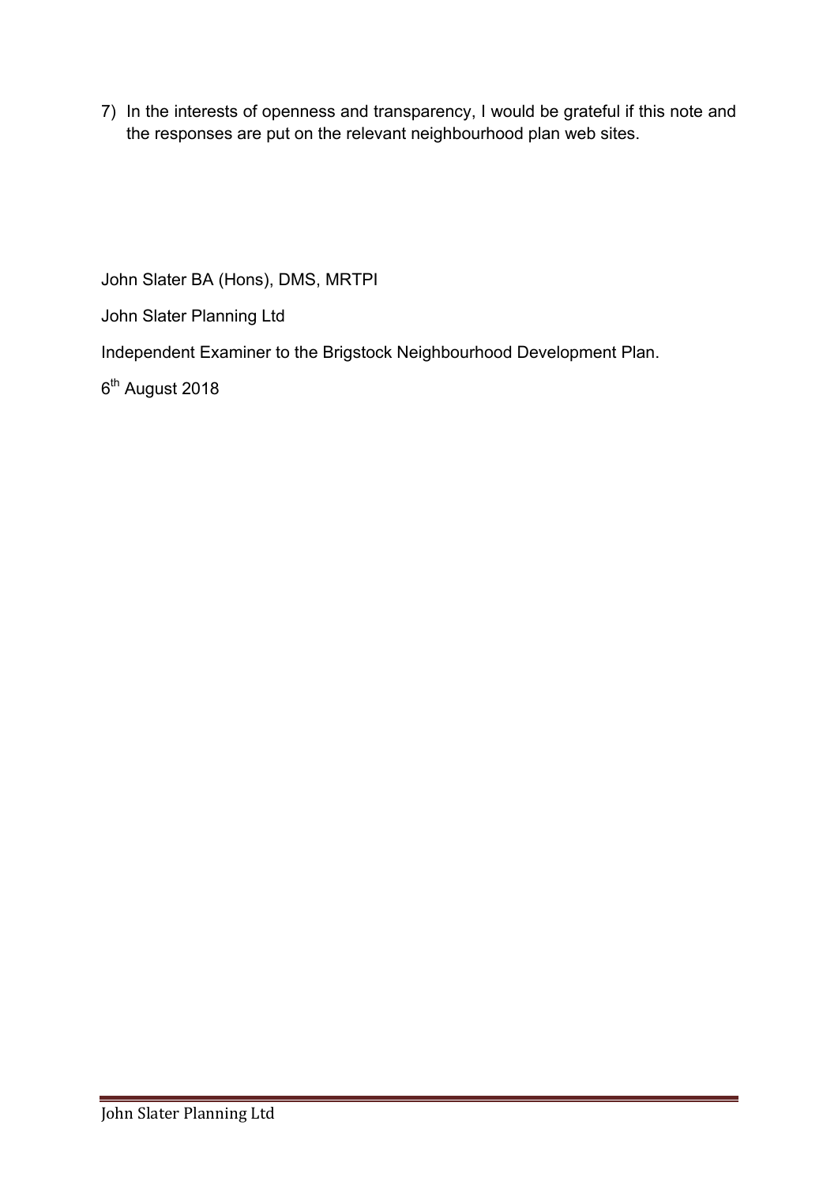7) In the interests of openness and transparency, I would be grateful if this note and the responses are put on the relevant neighbourhood plan web sites.

John Slater BA (Hons), DMS, MRTPI

John Slater Planning Ltd

Independent Examiner to the Brigstock Neighbourhood Development Plan.

6th August 2018